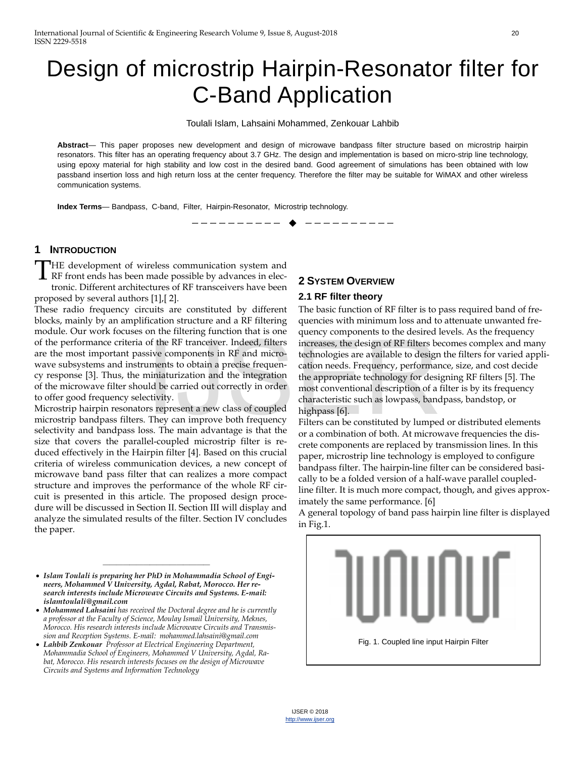# Design of microstrip Hairpin-Resonator filter for C-Band Application

Toulali Islam, Lahsaini Mohammed, Zenkouar Lahbib

**Abstract**— This paper proposes new development and design of microwave bandpass filter structure based on microstrip hairpin resonators. This filter has an operating frequency about 3.7 GHz. The design and implementation is based on micro-strip line technology, using epoxy material for high stability and low cost in the desired band. Good agreement of simulations has been obtained with low passband insertion loss and high return loss at the center frequency. Therefore the filter may be suitable for WiMAX and other wireless communication systems.

**Index Terms**— Bandpass, C-band, Filter, Hairpin-Resonator, Microstrip technology.

## 1 INTRODUCTION

THE development of wireless communication system and RF front ends has been made possible by advances in electronic. Different architectures of RF transceivers have been proposed by several authors [1],[ 2].

These radio frequency circuits are constituted by different blocks, mainly by an amplification structure and a RF filtering module. Our work focuses on the filtering function that is one of the performance criteria of the RF tranceiver. Indeed, filters are the most important passive components in RF and microwave subsystems and instruments to obtain a precise frequency response [3]. Thus, the miniaturization and the integration of the microwave filter should be carried out correctly in order to offer good frequency selectivity.

Microstrip hairpin resonators represent a new class of coupled microstrip bandpass filters. They can improve both frequency selectivity and bandpass loss. The main advantage is that the size that covers the parallel-coupled microstrip filter is reduced effectively in the Hairpin filter [4]. Based on this crucial criteria of wireless communication devices, a new concept of microwave band pass filter that can realizes a more compact structure and improves the performance of the whole RF circuit is presented in this article. The proposed design procedure will be discussed in Section II. Section III will display and analyze the simulated results of the filter. Section IV concludes the paper.

- *Islam Toulali is preparing her PhD in Mohammadia School of Engineers, Mohammed V University, Agdal, Rabat, Morocco. Her research interests include Microwave Circuits and Systems. E-mail: islamtoulali@gmail.com*
- ***Mohammed Lahsaini** has received the Doctoral degree and he is currently a professor at the Faculty of Science, Moulay Ismail University, Meknes, Morocco. His research interests include Microwave Circuits and Transmission and Reception Systems. E-mail: mohammed.lahsaini@gmail.com*
- ***Lahbib Zenkouar** Professor at Electrical Engineering Department, Mohammadia School of Engineers, Mohammed V University, Agdal, Rabat, Morocco. His research interests focuses on the design of Microwave Circuits and Systems and Information Technology*

## 2 SYSTEM OVERVIEW

### 2.1 RF filter theory

The basic function of RF filter is to pass required band of frequencies with minimum loss and to attenuate unwanted frequency components to the desired levels. As the frequency increases, the design of RF filters becomes complex and many technologies are available to design the filters for varied application needs. Frequency, performance, size, and cost decide the appropriate technology for designing RF filters [5]. The most conventional description of a filter is by its frequency characteristic such as lowpass, bandpass, bandstop, or highpass [6].

Filters can be constituted by lumped or distributed elements or a combination of both. At microwave frequencies the discrete components are replaced by transmission lines. In this paper, microstrip line technology is employed to configure bandpass filter. The hairpin-line filter can be considered basically to be a folded version of a half-wave parallel coupled-line filter. It is much more compact, though, and gives approximately the same performance. [6]

A general topology of band pass hairpin line filter is displayed in Fig.1.

Fig. 1. Coupled line input Hairpin Filter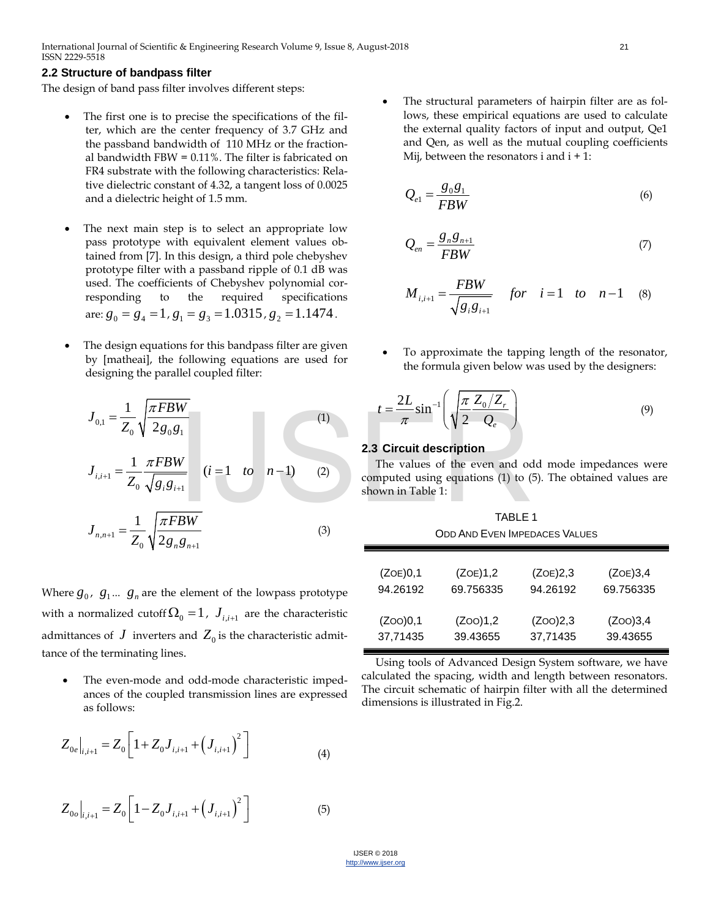## 2.2 Structure of bandpass filter

The design of band pass filter involves different steps:

- The first one is to precise the specifications of the filter, which are the center frequency of 3.7 GHz and the passband bandwidth of 110 MHz or the fractional bandwidth FBW = 0.11%. The filter is fabricated on FR4 substrate with the following characteristics: Relative dielectric constant of 4.32, a tangent loss of 0.0025 and a dielectric height of 1.5 mm.

- The next main step is to select an appropriate low pass prototype with equivalent element values obtained from [7]. In this design, a third pole chebyshev prototype filter with a passband ripple of 0.1 dB was used. The coefficients of Chebyshev polynomial corresponding to the required specifications are: $g_0 = g_4 = 1$, $g_1 = g_3 = 1.0315$, $g_2 = 1.1474$.

- The design equations for this bandpass filter are given by [matheai], the following equations are used for designing the parallel coupled filter:

$$J_{0,1} = \frac{1}{Z_0}\sqrt{\frac{\pi FBW}{2g_0 g_1}} \tag{1}$$

$$J_{i,i+1} = \frac{1}{Z_0}\frac{\pi FBW}{\sqrt{g_i g_{i+1}}} \quad (i = 1 \quad to \quad n-1) \tag{2}$$

$$J_{n,n+1} = \frac{1}{Z_0}\sqrt{\frac{\pi FBW}{2g_n g_{n+1}}} \tag{3}$$

Where $g_0$, $g_1$... $g_n$ are the element of the lowpass prototype with a normalized cutoff $\Omega_0 = 1$, $J_{i,i+1}$ are the characteristic admittances of $J$ inverters and $Z_0$ is the characteristic admittance of the terminating lines.

- The even-mode and odd-mode characteristic impedances of the coupled transmission lines are expressed as follows:

$$Z_{0e}\big|_{i,i+1} = Z_0\left[1 + Z_0 J_{i,i+1} + \left(J_{i,i+1}\right)^2\right] \tag{4}$$

$$Z_{0o}\big|_{i,i+1} = Z_0\left[1 - Z_0 J_{i,i+1} + \left(J_{i,i+1}\right)^2\right] \tag{5}$$

- The structural parameters of hairpin filter are as follows, these empirical equations are used to calculate the external quality factors of input and output, Qe1 and Qen, as well as the mutual coupling coefficients Mij, between the resonators i and i + 1:

$$Q_{e1} = \frac{g_0 g_1}{FBW} \tag{6}$$

$$Q_{en} = \frac{g_n g_{n+1}}{FBW} \tag{7}$$

$$M_{i,i+1} = \frac{FBW}{\sqrt{g_i g_{i+1}}} \quad for \quad i = 1 \quad to \quad n-1 \tag{8}$$

- To approximate the tapping length of the resonator, the formula given below was used by the designers:

$$t = \frac{2L}{\pi}\sin^{-1}\left(\sqrt{\frac{\pi}{2}\frac{Z_0/Z_r}{Q_e}}\right) \tag{9}$$

## 2.3 Circuit description

The values of the even and odd mode impedances were computed using equations (1) to (5). The obtained values are shown in Table 1:

TABLE 1
ODD AND EVEN IMPEDACES VALUES

| (ZOE)0,1 | (ZOE)1,2 | (ZOE)2,3 | (ZOE)3,4 |
|---|---|---|---|
| 94.26192 | 69.756335 | 94.26192 | 69.756335 |
| (ZOO)0,1 | (ZOO)1,2 | (ZOO)2,3 | (ZOO)3,4 |
| 37,71435 | 39.43655 | 37,71435 | 39.43655 |

Using tools of Advanced Design System software, we have calculated the spacing, width and length between resonators. The circuit schematic of hairpin filter with all the determined dimensions is illustrated in Fig.2.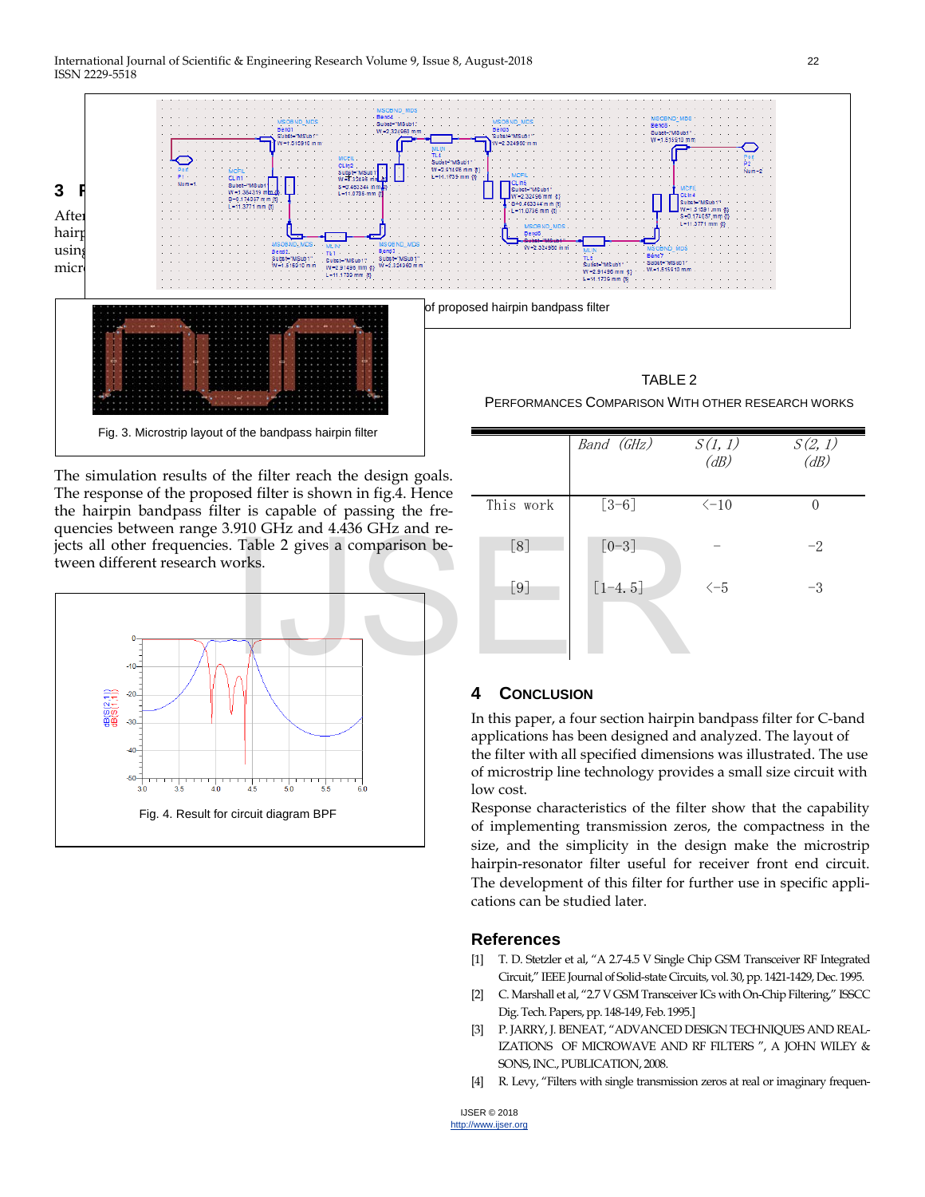of proposed hairpin bandpass filter

Fig. 3. Microstrip layout of the bandpass hairpin filter

The simulation results of the filter reach the design goals. The response of the proposed filter is shown in fig.4. Hence the hairpin bandpass filter is capable of passing the frequencies between range 3.910 GHz and 4.436 GHz and rejects all other frequencies. Table 2 gives a comparison between different research works.

Fig. 4. Result for circuit diagram BPF

TABLE 2

PERFORMANCES COMPARISON WITH OTHER RESEARCH WORKS

| | *Band (GHz)* | *S(1, 1) (dB)* | *S(2, 1) (dB)* |
|---|---|---|---|
| This work | [3-6] | <-10 | 0 |
| [8] | [0-3] | - | -2 |
| [9] | [1-4.5] | <-5 | -3 |

## 4 CONCLUSION

In this paper, a four section hairpin bandpass filter for C-band applications has been designed and analyzed. The layout of the filter with all specified dimensions was illustrated. The use of microstrip line technology provides a small size circuit with low cost.

Response characteristics of the filter show that the capability of implementing transmission zeros, the compactness in the size, and the simplicity in the design make the microstrip hairpin-resonator filter useful for receiver front end circuit. The development of this filter for further use in specific applications can be studied later.

## References

[1] T. D. Stetzler et al, "A 2.7-4.5 V Single Chip GSM Transceiver RF Integrated Circuit," IEEE Journal of Solid-state Circuits, vol. 30, pp. 1421-1429, Dec. 1995.

[2] C. Marshall et al, "2.7 V GSM Transceiver ICs with On-Chip Filtering," ISSCC Dig. Tech. Papers, pp. 148-149, Feb. 1995.]

[3] P. JARRY, J. BENEAT, "ADVANCED DESIGN TECHNIQUES AND REALIZATIONS OF MICROWAVE AND RF FILTERS ", A JOHN WILEY & SONS, INC., PUBLICATION, 2008.

[4] R. Levy, "Filters with single transmission zeros at real or imaginary frequen-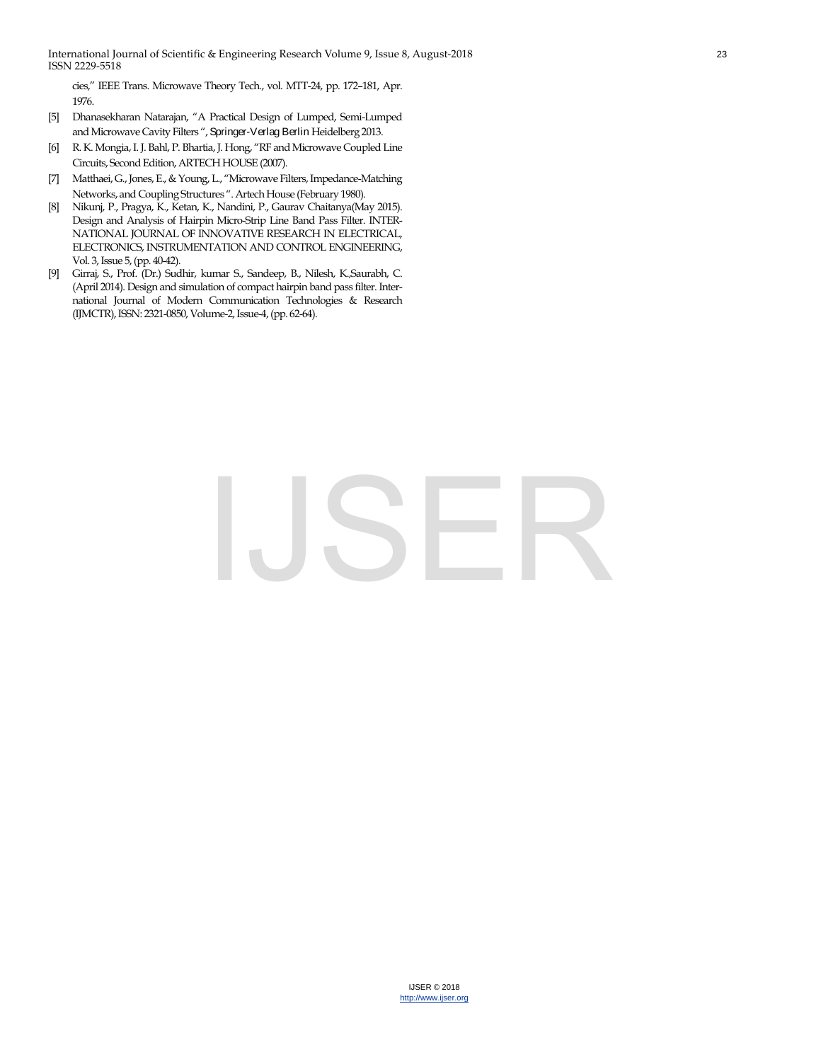cies," IEEE Trans. Microwave Theory Tech., vol. MTT-24, pp. 172–181, Apr. 1976.

[5] Dhanasekharan Natarajan, "A Practical Design of Lumped, Semi-Lumped and Microwave Cavity Filters ", Springer-Verlag Berlin Heidelberg 2013.

[6] R. K. Mongia, I. J. Bahl, P. Bhartia, J. Hong, "RF and Microwave Coupled Line Circuits, Second Edition, ARTECH HOUSE (2007).

[7] Matthaei, G., Jones, E., & Young, L., "Microwave Filters, Impedance-Matching Networks, and Coupling Structures ". Artech House (February 1980).

[8] Nikunj, P., Pragya, K., Ketan, K., Nandini, P., Gaurav Chaitanya(May 2015). Design and Analysis of Hairpin Micro-Strip Line Band Pass Filter. INTERNATIONAL JOURNAL OF INNOVATIVE RESEARCH IN ELECTRICAL, ELECTRONICS, INSTRUMENTATION AND CONTROL ENGINEERING, Vol. 3, Issue 5, (pp. 40-42).

[9] Girraj, S., Prof. (Dr.) Sudhir, kumar S., Sandeep, B., Nilesh, K.,Saurabh, C. (April 2014). Design and simulation of compact hairpin band pass filter. International Journal of Modern Communication Technologies & Research (IJMCTR), ISSN: 2321-0850, Volume-2, Issue-4, (pp. 62-64).